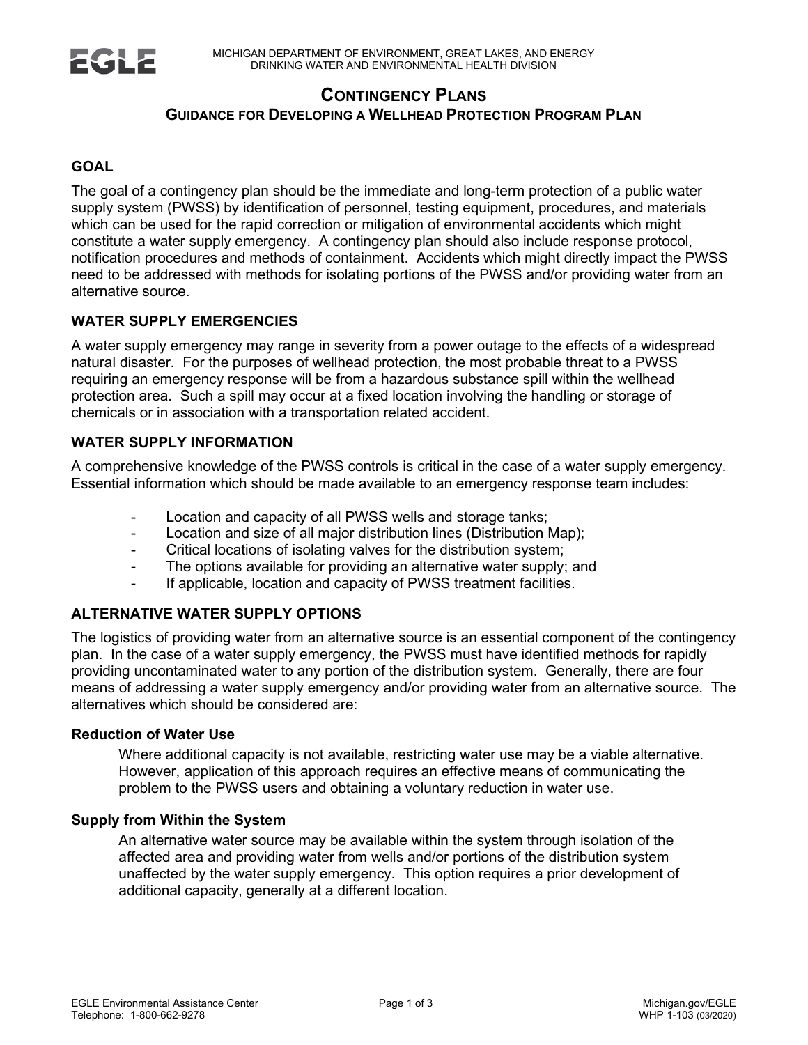# CONTINGENCY PLANS

## GUIDANCE FOR DEVELOPING A WELLHEAD PROTECTION PROGRAM PLAN

### GOAL

The goal of a contingency plan should be the immediate and long-term protection of a public water supply system (PWSS) by identification of personnel, testing equipment, procedures, and materials which can be used for the rapid correction or mitigation of environmental accidents which might constitute a water supply emergency. A contingency plan should also include response protocol, notification procedures and methods of containment. Accidents which might directly impact the PWSS need to be addressed with methods for isolating portions of the PWSS and/or providing water from an alternative source.

### WATER SUPPLY EMERGENCIES

A water supply emergency may range in severity from a power outage to the effects of a widespread natural disaster. For the purposes of wellhead protection, the most probable threat to a PWSS requiring an emergency response will be from a hazardous substance spill within the wellhead protection area. Such a spill may occur at a fixed location involving the handling or storage of chemicals or in association with a transportation related accident.

### WATER SUPPLY INFORMATION

A comprehensive knowledge of the PWSS controls is critical in the case of a water supply emergency. Essential information which should be made available to an emergency response team includes:

- Location and capacity of all PWSS wells and storage tanks;
- Location and size of all major distribution lines (Distribution Map);
- Critical locations of isolating valves for the distribution system;
- The options available for providing an alternative water supply; and
- If applicable, location and capacity of PWSS treatment facilities.

### ALTERNATIVE WATER SUPPLY OPTIONS

The logistics of providing water from an alternative source is an essential component of the contingency plan. In the case of a water supply emergency, the PWSS must have identified methods for rapidly providing uncontaminated water to any portion of the distribution system. Generally, there are four means of addressing a water supply emergency and/or providing water from an alternative source. The alternatives which should be considered are:

#### Reduction of Water Use

Where additional capacity is not available, restricting water use may be a viable alternative. However, application of this approach requires an effective means of communicating the problem to the PWSS users and obtaining a voluntary reduction in water use.

#### Supply from Within the System

An alternative water source may be available within the system through isolation of the affected area and providing water from wells and/or portions of the distribution system unaffected by the water supply emergency. This option requires a prior development of additional capacity, generally at a different location.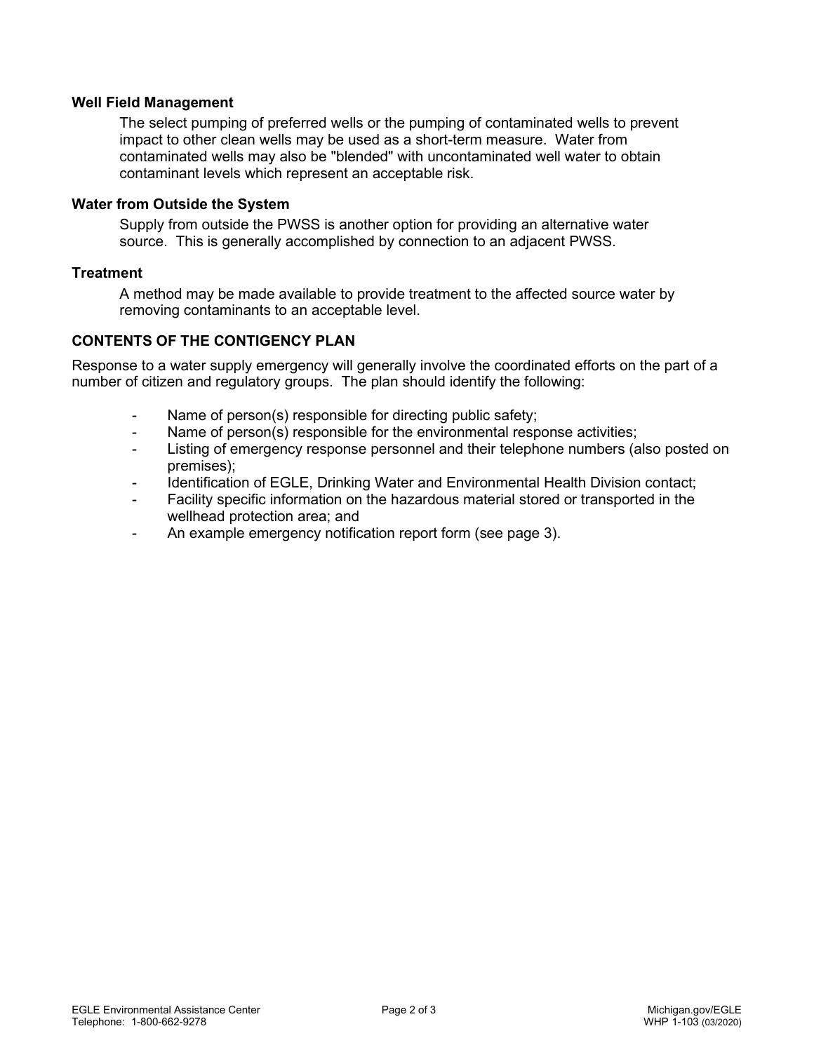### Well Field Management

The select pumping of preferred wells or the pumping of contaminated wells to prevent impact to other clean wells may be used as a short-term measure. Water from contaminated wells may also be "blended" with uncontaminated well water to obtain contaminant levels which represent an acceptable risk.

### Water from Outside the System

Supply from outside the PWSS is another option for providing an alternative water source. This is generally accomplished by connection to an adjacent PWSS.

### Treatment

A method may be made available to provide treatment to the affected source water by removing contaminants to an acceptable level.

## CONTENTS OF THE CONTIGENCY PLAN

Response to a water supply emergency will generally involve the coordinated efforts on the part of a number of citizen and regulatory groups. The plan should identify the following:

- Name of person(s) responsible for directing public safety;
- Name of person(s) responsible for the environmental response activities;
- Listing of emergency response personnel and their telephone numbers (also posted on premises);
- Identification of EGLE, Drinking Water and Environmental Health Division contact;
- Facility specific information on the hazardous material stored or transported in the wellhead protection area; and
- An example emergency notification report form (see page 3).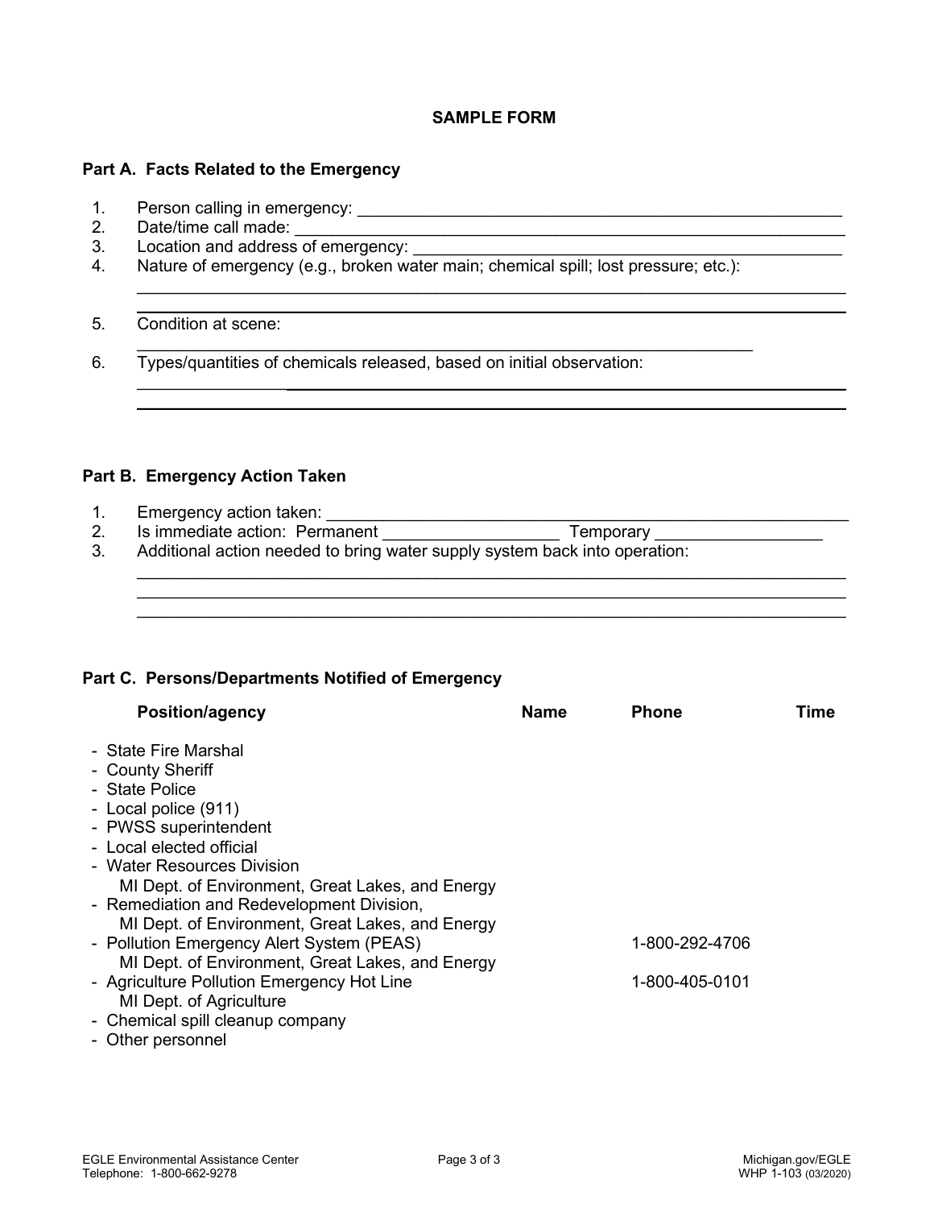**SAMPLE FORM**

**Part A. Facts Related to the Emergency**

1. Person calling in emergency: ______________________________________________________
2. Date/time call made: ___________________________________________________________
3. Location and address of emergency: _______________________________________________
4. Nature of emergency (e.g., broken water main; chemical spill; lost pressure; etc.):
   ___________________________________________________________________________
   ___________________________________________________________________________
5. Condition at scene:
   ___________________________________________________________________
6. Types/quantities of chemicals released, based on initial observation:
   ___________________________________________________________________________
   ___________________________________________________________________________

**Part B. Emergency Action Taken**

1. Emergency action taken: ___________________________________________________________
2. Is immediate action: Permanent __________________ Temporary _________________
3. Additional action needed to bring water supply system back into operation:
   ___________________________________________________________________________
   ___________________________________________________________________________
   ___________________________________________________________________________

**Part C. Persons/Departments Notified of Emergency**

| **Position/agency** | **Name** | **Phone** | **Time** |
|---|---|---|---|
| - State Fire Marshal | | | |
| - County Sheriff | | | |
| - State Police | | | |
| - Local police (911) | | | |
| - PWSS superintendent | | | |
| - Local elected official | | | |
| - Water Resources Division<br>MI Dept. of Environment, Great Lakes, and Energy | | | |
| - Remediation and Redevelopment Division,<br>MI Dept. of Environment, Great Lakes, and Energy | | | |
| - Pollution Emergency Alert System (PEAS)<br>MI Dept. of Environment, Great Lakes, and Energy | | 1-800-292-4706 | |
| - Agriculture Pollution Emergency Hot Line<br>MI Dept. of Agriculture | | 1-800-405-0101 | |
| - Chemical spill cleanup company | | | |
| - Other personnel | | | |

EGLE Environmental Assistance Center
Telephone: 1-800-662-9278

Michigan.gov/EGLE
WHP 1-103 (03/2020)